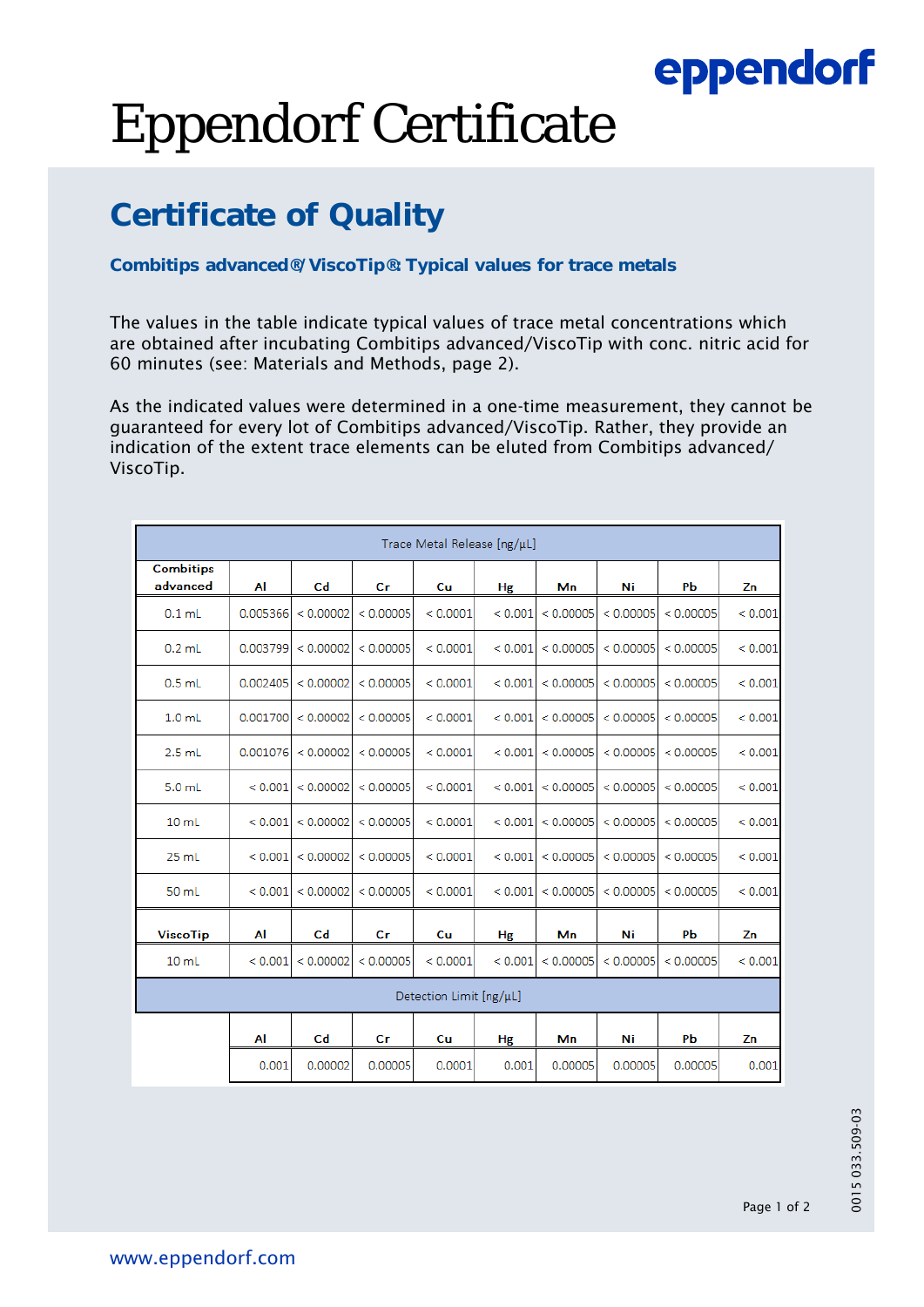eppendorf

# Eppendorf Certificate

## Certificate of Quality

### Combitips advanced®/ ViscoTip®: Typical values for trace metals

The values in the table indicate typical values of trace metal concentrations which are obtained after incubating Combitips advanced/ViscoTip with conc. nitric acid for 60 minutes (see: Materials and Methods, page 2).

As the indicated values were determined in a one-time measurement, they cannot be guaranteed for every lot of Combitips advanced/ViscoTip. Rather, they provide an indication of the extent trace elements can be eluted from Combitips advanced/ ViscoTip.

| Trace Metal Release [ng/µL] | | | | | | | | | |
|---|---|---|---|---|---|---|---|---|---|
| **Combitips advanced** | **Al** | **Cd** | **Cr** | **Cu** | **Hg** | **Mn** | **Ni** | **Pb** | **Zn** |
| 0.1 mL | 0.005366 | < 0.00002 | < 0.00005 | < 0.0001 | < 0.001 | < 0.00005 | < 0.00005 | < 0.00005 | < 0.001 |
| 0.2 mL | 0.003799 | < 0.00002 | < 0.00005 | < 0.0001 | < 0.001 | < 0.00005 | < 0.00005 | < 0.00005 | < 0.001 |
| 0.5 mL | 0.002405 | < 0.00002 | < 0.00005 | < 0.0001 | < 0.001 | < 0.00005 | < 0.00005 | < 0.00005 | < 0.001 |
| 1.0 mL | 0.001700 | < 0.00002 | < 0.00005 | < 0.0001 | < 0.001 | < 0.00005 | < 0.00005 | < 0.00005 | < 0.001 |
| 2.5 mL | 0.001076 | < 0.00002 | < 0.00005 | < 0.0001 | < 0.001 | < 0.00005 | < 0.00005 | < 0.00005 | < 0.001 |
| 5.0 mL | < 0.001 | < 0.00002 | < 0.00005 | < 0.0001 | < 0.001 | < 0.00005 | < 0.00005 | < 0.00005 | < 0.001 |
| 10 mL | < 0.001 | < 0.00002 | < 0.00005 | < 0.0001 | < 0.001 | < 0.00005 | < 0.00005 | < 0.00005 | < 0.001 |
| 25 mL | < 0.001 | < 0.00002 | < 0.00005 | < 0.0001 | < 0.001 | < 0.00005 | < 0.00005 | < 0.00005 | < 0.001 |
| 50 mL | < 0.001 | < 0.00002 | < 0.00005 | < 0.0001 | < 0.001 | < 0.00005 | < 0.00005 | < 0.00005 | < 0.001 |
| **ViscoTip** | **Al** | **Cd** | **Cr** | **Cu** | **Hg** | **Mn** | **Ni** | **Pb** | **Zn** |
| 10 mL | < 0.001 | < 0.00002 | < 0.00005 | < 0.0001 | < 0.001 | < 0.00005 | < 0.00005 | < 0.00005 | < 0.001 |
| Detection Limit [ng/µL] | | | | | | | | | |
| | **Al** | **Cd** | **Cr** | **Cu** | **Hg** | **Mn** | **Ni** | **Pb** | **Zn** |
| | 0.001 | 0.00002 | 0.00005 | 0.0001 | 0.001 | 0.00005 | 0.00005 | 0.00005 | 0.001 |

0015 033.509-03

www.eppendorf.com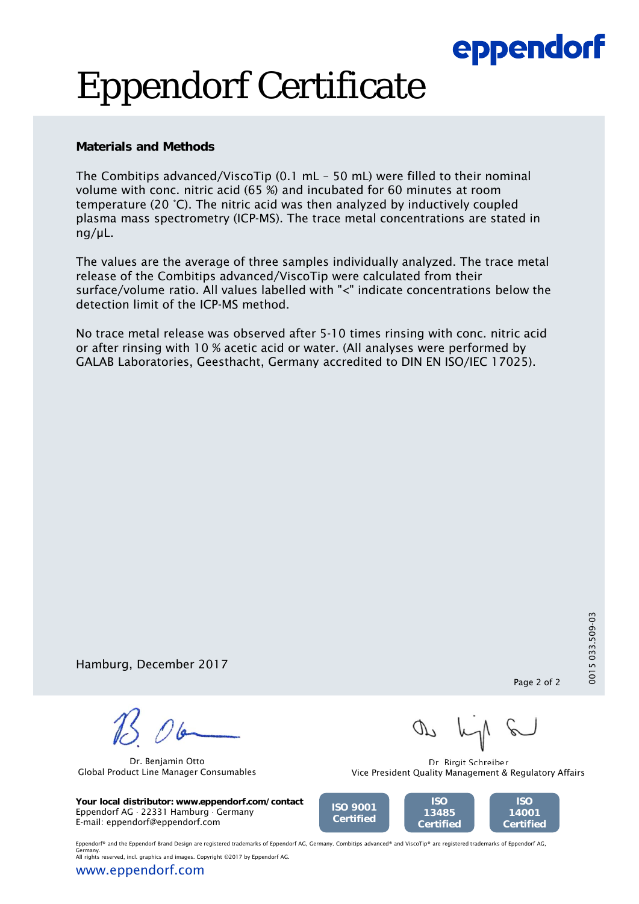# Eppendorf Certificate

**Materials and Methods**

The Combitips advanced/ViscoTip (0.1 mL – 50 mL) were filled to their nominal volume with conc. nitric acid (65 %) and incubated for 60 minutes at room temperature (20 °C). The nitric acid was then analyzed by inductively coupled plasma mass spectrometry (ICP-MS). The trace metal concentrations are stated in ng/µL.

The values are the average of three samples individually analyzed. The trace metal release of the Combitips advanced/ViscoTip were calculated from their surface/volume ratio. All values labelled with "<" indicate concentrations below the detection limit of the ICP-MS method.

No trace metal release was observed after 5-10 times rinsing with conc. nitric acid or after rinsing with 10 % acetic acid or water. (All analyses were performed by GALAB Laboratories, Geesthacht, Germany accredited to DIN EN ISO/IEC 17025).

Hamburg, December 2017

0015 033.509-03

Dr. Benjamin Otto
Global Product Line Manager Consumables

Dr. Birgit Schreiber
Vice President Quality Management & Regulatory Affairs

**Your local distributor: www.eppendorf.com/contact**
Eppendorf AG · 22331 Hamburg · Germany
E-mail: eppendorf@eppendorf.com

ISO 9001 Certified

ISO 13485 Certified

ISO 14001 Certified

Eppendorf® and the Eppendorf Brand Design are registered trademarks of Eppendorf AG, Germany. Combitips advanced® and ViscoTip® are registered trademarks of Eppendorf AG, Germany.
All rights reserved, incl. graphics and images. Copyright ©2017 by Eppendorf AG.

www.eppendorf.com